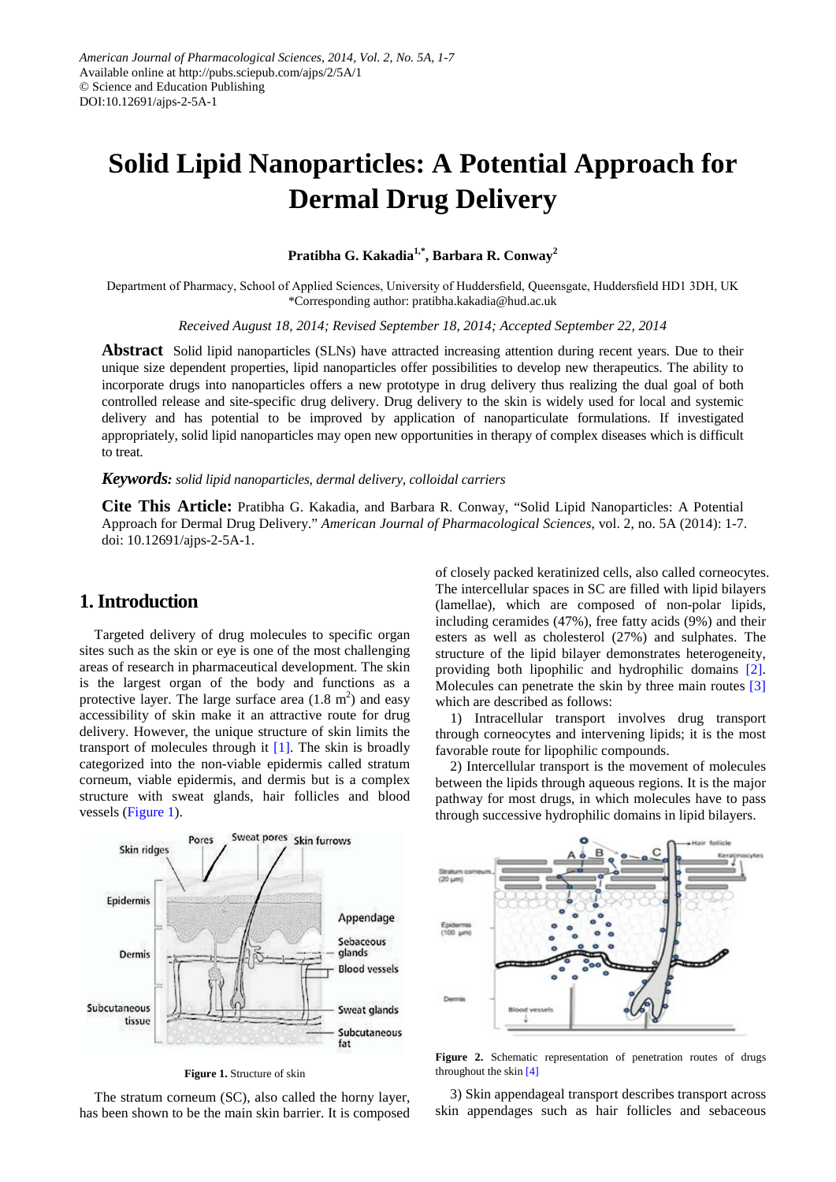American Journal of Pharmacological Sciences, 2014, Vol. 2, No. 5A, 1-7
Available online at http://pubs.sciepub.com/ajps/2/5A/1
© Science and Education Publishing
DOI:10.12691/ajps-2-5A-1

# Solid Lipid Nanoparticles: A Potential Approach for Dermal Drug Delivery

**Pratibha G. Kakadia[1,*], Barbara R. Conway[2]**

Department of Pharmacy, School of Applied Sciences, University of Huddersfield, Queensgate, Huddersfield HD1 3DH, UK
*Corresponding author: pratibha.kakadia@hud.ac.uk

*Received August 18, 2014; Revised September 18, 2014; Accepted September 22, 2014*

**Abstract** Solid lipid nanoparticles (SLNs) have attracted increasing attention during recent years. Due to their unique size dependent properties, lipid nanoparticles offer possibilities to develop new therapeutics. The ability to incorporate drugs into nanoparticles offers a new prototype in drug delivery thus realizing the dual goal of both controlled release and site-specific drug delivery. Drug delivery to the skin is widely used for local and systemic delivery and has potential to be improved by application of nanoparticulate formulations. If investigated appropriately, solid lipid nanoparticles may open new opportunities in therapy of complex diseases which is difficult to treat.

***Keywords:*** *solid lipid nanoparticles, dermal delivery, colloidal carriers*

**Cite This Article:** Pratibha G. Kakadia, and Barbara R. Conway, "Solid Lipid Nanoparticles: A Potential Approach for Dermal Drug Delivery." *American Journal of Pharmacological Sciences*, vol. 2, no. 5A (2014): 1-7. doi: 10.12691/ajps-2-5A-1.

## 1. Introduction

Targeted delivery of drug molecules to specific organ sites such as the skin or eye is one of the most challenging areas of research in pharmaceutical development. The skin is the largest organ of the body and functions as a protective layer. The large surface area (1.8 $m^2$) and easy accessibility of skin make it an attractive route for drug delivery. However, the unique structure of skin limits the transport of molecules through it [1]. The skin is broadly categorized into the non-viable epidermis called stratum corneum, viable epidermis, and dermis but is a complex structure with sweat glands, hair follicles and blood vessels (Figure 1).

**Figure 1.** Structure of skin

The stratum corneum (SC), also called the horny layer, has been shown to be the main skin barrier. It is composed of closely packed keratinized cells, also called corneocytes. The intercellular spaces in SC are filled with lipid bilayers (lamellae), which are composed of non-polar lipids, including ceramides (47%), free fatty acids (9%) and their esters as well as cholesterol (27%) and sulphates. The structure of the lipid bilayer demonstrates heterogeneity, providing both lipophilic and hydrophilic domains [2]. Molecules can penetrate the skin by three main routes [3] which are described as follows:

1) Intracellular transport involves drug transport through corneocytes and intervening lipids; it is the most favorable route for lipophilic compounds.

2) Intercellular transport is the movement of molecules between the lipids through aqueous regions. It is the major pathway for most drugs, in which molecules have to pass through successive hydrophilic domains in lipid bilayers.

**Figure 2.** Schematic representation of penetration routes of drugs throughout the skin [4]

3) Skin appendageal transport describes transport across skin appendages such as hair follicles and sebaceous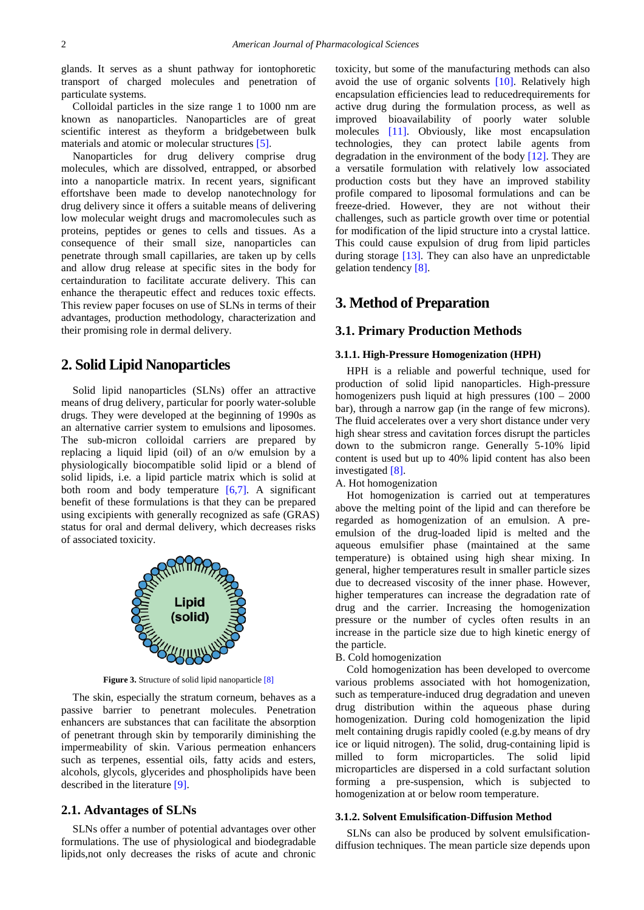glands. It serves as a shunt pathway for iontophoretic transport of charged molecules and penetration of particulate systems.

Colloidal particles in the size range 1 to 1000 nm are known as nanoparticles. Nanoparticles are of great scientific interest as theyform a bridgebetween bulk materials and atomic or molecular structures [5].

Nanoparticles for drug delivery comprise drug molecules, which are dissolved, entrapped, or absorbed into a nanoparticle matrix. In recent years, significant effortshave been made to develop nanotechnology for drug delivery since it offers a suitable means of delivering low molecular weight drugs and macromolecules such as proteins, peptides or genes to cells and tissues. As a consequence of their small size, nanoparticles can penetrate through small capillaries, are taken up by cells and allow drug release at specific sites in the body for certainduration to facilitate accurate delivery. This can enhance the therapeutic effect and reduces toxic effects. This review paper focuses on use of SLNs in terms of their advantages, production methodology, characterization and their promising role in dermal delivery.

## 2. Solid Lipid Nanoparticles

Solid lipid nanoparticles (SLNs) offer an attractive means of drug delivery, particular for poorly water-soluble drugs. They were developed at the beginning of 1990s as an alternative carrier system to emulsions and liposomes. The sub-micron colloidal carriers are prepared by replacing a liquid lipid (oil) of an o/w emulsion by a physiologically biocompatible solid lipid or a blend of solid lipids, i.e. a lipid particle matrix which is solid at both room and body temperature [6,7]. A significant benefit of these formulations is that they can be prepared using excipients with generally recognized as safe (GRAS) status for oral and dermal delivery, which decreases risks of associated toxicity.

**Figure 3.** Structure of solid lipid nanoparticle [8]

The skin, especially the stratum corneum, behaves as a passive barrier to penetrant molecules. Penetration enhancers are substances that can facilitate the absorption of penetrant through skin by temporarily diminishing the impermeability of skin. Various permeation enhancers such as terpenes, essential oils, fatty acids and esters, alcohols, glycols, glycerides and phospholipids have been described in the literature [9].

### 2.1. Advantages of SLNs

SLNs offer a number of potential advantages over other formulations. The use of physiological and biodegradable lipids,not only decreases the risks of acute and chronic toxicity, but some of the manufacturing methods can also avoid the use of organic solvents [10]. Relatively high encapsulation efficiencies lead to reducedrequirements for active drug during the formulation process, as well as improved bioavailability of poorly water soluble molecules [11]. Obviously, like most encapsulation technologies, they can protect labile agents from degradation in the environment of the body [12]. They are a versatile formulation with relatively low associated production costs but they have an improved stability profile compared to liposomal formulations and can be freeze-dried. However, they are not without their challenges, such as particle growth over time or potential for modification of the lipid structure into a crystal lattice. This could cause expulsion of drug from lipid particles during storage [13]. They can also have an unpredictable gelation tendency [8].

## 3. Method of Preparation

### 3.1. Primary Production Methods

#### 3.1.1. High-Pressure Homogenization (HPH)

HPH is a reliable and powerful technique, used for production of solid lipid nanoparticles. High-pressure homogenizers push liquid at high pressures (100 – 2000 bar), through a narrow gap (in the range of few microns). The fluid accelerates over a very short distance under very high shear stress and cavitation forces disrupt the particles down to the submicron range. Generally 5-10% lipid content is used but up to 40% lipid content has also been investigated [8].

A. Hot homogenization

Hot homogenization is carried out at temperatures above the melting point of the lipid and can therefore be regarded as homogenization of an emulsion. A pre-emulsion of the drug-loaded lipid is melted and the aqueous emulsifier phase (maintained at the same temperature) is obtained using high shear mixing. In general, higher temperatures result in smaller particle sizes due to decreased viscosity of the inner phase. However, higher temperatures can increase the degradation rate of drug and the carrier. Increasing the homogenization pressure or the number of cycles often results in an increase in the particle size due to high kinetic energy of the particle.

B. Cold homogenization

Cold homogenization has been developed to overcome various problems associated with hot homogenization, such as temperature-induced drug degradation and uneven drug distribution within the aqueous phase during homogenization. During cold homogenization the lipid melt containing drugis rapidly cooled (e.g.by means of dry ice or liquid nitrogen). The solid, drug-containing lipid is milled to form microparticles. The solid lipid microparticles are dispersed in a cold surfactant solution forming a pre-suspension, which is subjected to homogenization at or below room temperature.

#### 3.1.2. Solvent Emulsification-Diffusion Method

SLNs can also be produced by solvent emulsification-diffusion techniques. The mean particle size depends upon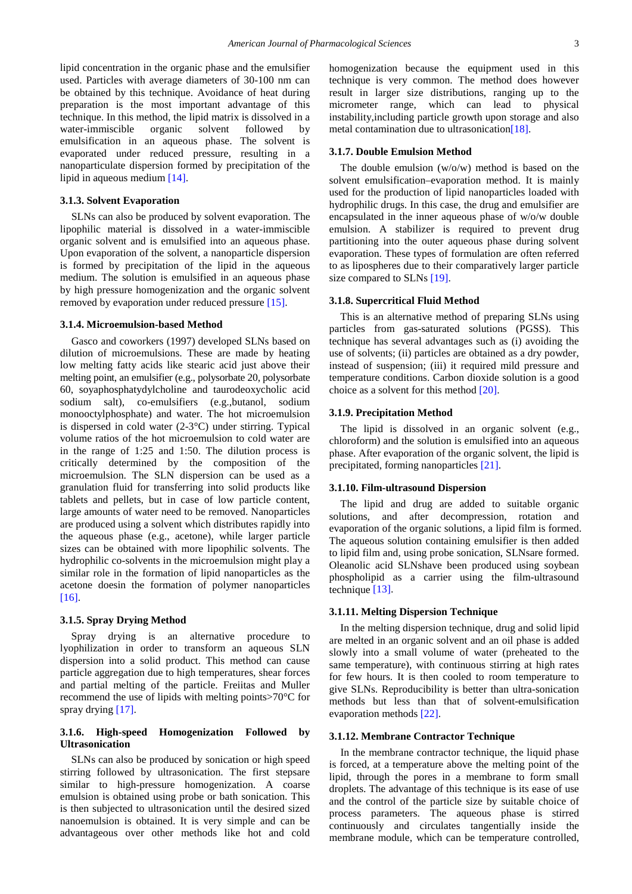lipid concentration in the organic phase and the emulsifier used. Particles with average diameters of 30-100 nm can be obtained by this technique. Avoidance of heat during preparation is the most important advantage of this technique. In this method, the lipid matrix is dissolved in a water-immiscible organic solvent followed by emulsification in an aqueous phase. The solvent is evaporated under reduced pressure, resulting in a nanoparticulate dispersion formed by precipitation of the lipid in aqueous medium [14].

### 3.1.3. Solvent Evaporation

SLNs can also be produced by solvent evaporation. The lipophilic material is dissolved in a water-immiscible organic solvent and is emulsified into an aqueous phase. Upon evaporation of the solvent, a nanoparticle dispersion is formed by precipitation of the lipid in the aqueous medium. The solution is emulsified in an aqueous phase by high pressure homogenization and the organic solvent removed by evaporation under reduced pressure [15].

### 3.1.4. Microemulsion-based Method

Gasco and coworkers (1997) developed SLNs based on dilution of microemulsions. These are made by heating low melting fatty acids like stearic acid just above their melting point, an emulsifier (e.g., polysorbate 20, polysorbate 60, soyaphosphatydylcholine and taurodeoxycholic acid sodium salt), co-emulsifiers (e.g.,butanol, sodium monooctylphosphate) and water. The hot microemulsion is dispersed in cold water (2-3°C) under stirring. Typical volume ratios of the hot microemulsion to cold water are in the range of 1:25 and 1:50. The dilution process is critically determined by the composition of the microemulsion. The SLN dispersion can be used as a granulation fluid for transferring into solid products like tablets and pellets, but in case of low particle content, large amounts of water need to be removed. Nanoparticles are produced using a solvent which distributes rapidly into the aqueous phase (e.g., acetone), while larger particle sizes can be obtained with more lipophilic solvents. The hydrophilic co-solvents in the microemulsion might play a similar role in the formation of lipid nanoparticles as the acetone doesin the formation of polymer nanoparticles [16].

### 3.1.5. Spray Drying Method

Spray drying is an alternative procedure to lyophilization in order to transform an aqueous SLN dispersion into a solid product. This method can cause particle aggregation due to high temperatures, shear forces and partial melting of the particle. Freiitas and Muller recommend the use of lipids with melting points>70°C for spray drying [17].

### 3.1.6. High-speed Homogenization Followed by Ultrasonication

SLNs can also be produced by sonication or high speed stirring followed by ultrasonication. The first stepsare similar to high-pressure homogenization. A coarse emulsion is obtained using probe or bath sonication. This is then subjected to ultrasonication until the desired sized nanoemulsion is obtained. It is very simple and can be advantageous over other methods like hot and cold homogenization because the equipment used in this technique is very common. The method does however result in larger size distributions, ranging up to the micrometer range, which can lead to physical instability,including particle growth upon storage and also metal contamination due to ultrasonication[18].

### 3.1.7. Double Emulsion Method

The double emulsion (w/o/w) method is based on the solvent emulsification–evaporation method. It is mainly used for the production of lipid nanoparticles loaded with hydrophilic drugs. In this case, the drug and emulsifier are encapsulated in the inner aqueous phase of w/o/w double emulsion. A stabilizer is required to prevent drug partitioning into the outer aqueous phase during solvent evaporation. These types of formulation are often referred to as lipospheres due to their comparatively larger particle size compared to SLNs [19].

### 3.1.8. Supercritical Fluid Method

This is an alternative method of preparing SLNs using particles from gas-saturated solutions (PGSS). This technique has several advantages such as (i) avoiding the use of solvents; (ii) particles are obtained as a dry powder, instead of suspension; (iii) it required mild pressure and temperature conditions. Carbon dioxide solution is a good choice as a solvent for this method [20].

### 3.1.9. Precipitation Method

The lipid is dissolved in an organic solvent (e.g., chloroform) and the solution is emulsified into an aqueous phase. After evaporation of the organic solvent, the lipid is precipitated, forming nanoparticles [21].

### 3.1.10. Film-ultrasound Dispersion

The lipid and drug are added to suitable organic solutions, and after decompression, rotation and evaporation of the organic solutions, a lipid film is formed. The aqueous solution containing emulsifier is then added to lipid film and, using probe sonication, SLNsare formed. Oleanolic acid SLNshave been produced using soybean phospholipid as a carrier using the film-ultrasound technique [13].

### 3.1.11. Melting Dispersion Technique

In the melting dispersion technique, drug and solid lipid are melted in an organic solvent and an oil phase is added slowly into a small volume of water (preheated to the same temperature), with continuous stirring at high rates for few hours. It is then cooled to room temperature to give SLNs. Reproducibility is better than ultra-sonication methods but less than that of solvent-emulsification evaporation methods [22].

### 3.1.12. Membrane Contractor Technique

In the membrane contractor technique, the liquid phase is forced, at a temperature above the melting point of the lipid, through the pores in a membrane to form small droplets. The advantage of this technique is its ease of use and the control of the particle size by suitable choice of process parameters. The aqueous phase is stirred continuously and circulates tangentially inside the membrane module, which can be temperature controlled,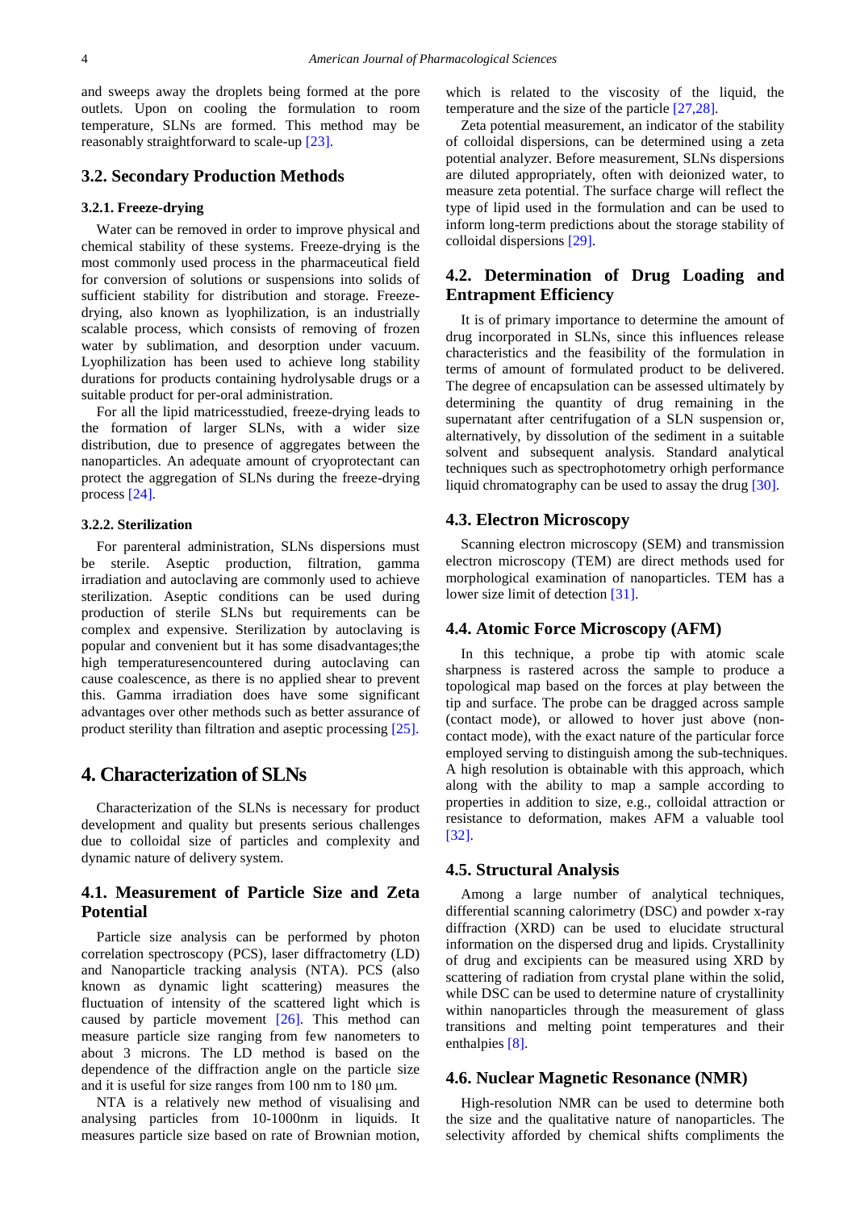and sweeps away the droplets being formed at the pore outlets. Upon on cooling the formulation to room temperature, SLNs are formed. This method may be reasonably straightforward to scale-up [23].

## 3.2. Secondary Production Methods

### 3.2.1. Freeze-drying

Water can be removed in order to improve physical and chemical stability of these systems. Freeze-drying is the most commonly used process in the pharmaceutical field for conversion of solutions or suspensions into solids of sufficient stability for distribution and storage. Freeze-drying, also known as lyophilization, is an industrially scalable process, which consists of removing of frozen water by sublimation, and desorption under vacuum. Lyophilization has been used to achieve long stability durations for products containing hydrolysable drugs or a suitable product for per-oral administration.

For all the lipid matricesstudied, freeze-drying leads to the formation of larger SLNs, with a wider size distribution, due to presence of aggregates between the nanoparticles. An adequate amount of cryoprotectant can protect the aggregation of SLNs during the freeze-drying process [24].

### 3.2.2. Sterilization

For parenteral administration, SLNs dispersions must be sterile. Aseptic production, filtration, gamma irradiation and autoclaving are commonly used to achieve sterilization. Aseptic conditions can be used during production of sterile SLNs but requirements can be complex and expensive. Sterilization by autoclaving is popular and convenient but it has some disadvantages;the high temperaturesencountered during autoclaving can cause coalescence, as there is no applied shear to prevent this. Gamma irradiation does have some significant advantages over other methods such as better assurance of product sterility than filtration and aseptic processing [25].

# 4. Characterization of SLNs

Characterization of the SLNs is necessary for product development and quality but presents serious challenges due to colloidal size of particles and complexity and dynamic nature of delivery system.

## 4.1. Measurement of Particle Size and Zeta Potential

Particle size analysis can be performed by photon correlation spectroscopy (PCS), laser diffractometry (LD) and Nanoparticle tracking analysis (NTA). PCS (also known as dynamic light scattering) measures the fluctuation of intensity of the scattered light which is caused by particle movement [26]. This method can measure particle size ranging from few nanometers to about 3 microns. The LD method is based on the dependence of the diffraction angle on the particle size and it is useful for size ranges from 100 nm to 180 µm.

NTA is a relatively new method of visualising and analysing particles from 10-1000nm in liquids. It measures particle size based on rate of Brownian motion, which is related to the viscosity of the liquid, the temperature and the size of the particle [27,28].

Zeta potential measurement, an indicator of the stability of colloidal dispersions, can be determined using a zeta potential analyzer. Before measurement, SLNs dispersions are diluted appropriately, often with deionized water, to measure zeta potential. The surface charge will reflect the type of lipid used in the formulation and can be used to inform long-term predictions about the storage stability of colloidal dispersions [29].

## 4.2. Determination of Drug Loading and Entrapment Efficiency

It is of primary importance to determine the amount of drug incorporated in SLNs, since this influences release characteristics and the feasibility of the formulation in terms of amount of formulated product to be delivered. The degree of encapsulation can be assessed ultimately by determining the quantity of drug remaining in the supernatant after centrifugation of a SLN suspension or, alternatively, by dissolution of the sediment in a suitable solvent and subsequent analysis. Standard analytical techniques such as spectrophotometry orhigh performance liquid chromatography can be used to assay the drug [30].

## 4.3. Electron Microscopy

Scanning electron microscopy (SEM) and transmission electron microscopy (TEM) are direct methods used for morphological examination of nanoparticles. TEM has a lower size limit of detection [31].

## 4.4. Atomic Force Microscopy (AFM)

In this technique, a probe tip with atomic scale sharpness is rastered across the sample to produce a topological map based on the forces at play between the tip and surface. The probe can be dragged across sample (contact mode), or allowed to hover just above (non-contact mode), with the exact nature of the particular force employed serving to distinguish among the sub-techniques. A high resolution is obtainable with this approach, which along with the ability to map a sample according to properties in addition to size, e.g., colloidal attraction or resistance to deformation, makes AFM a valuable tool [32].

## 4.5. Structural Analysis

Among a large number of analytical techniques, differential scanning calorimetry (DSC) and powder x-ray diffraction (XRD) can be used to elucidate structural information on the dispersed drug and lipids. Crystallinity of drug and excipients can be measured using XRD by scattering of radiation from crystal plane within the solid, while DSC can be used to determine nature of crystallinity within nanoparticles through the measurement of glass transitions and melting point temperatures and their enthalpies [8].

## 4.6. Nuclear Magnetic Resonance (NMR)

High-resolution NMR can be used to determine both the size and the qualitative nature of nanoparticles. The selectivity afforded by chemical shifts compliments the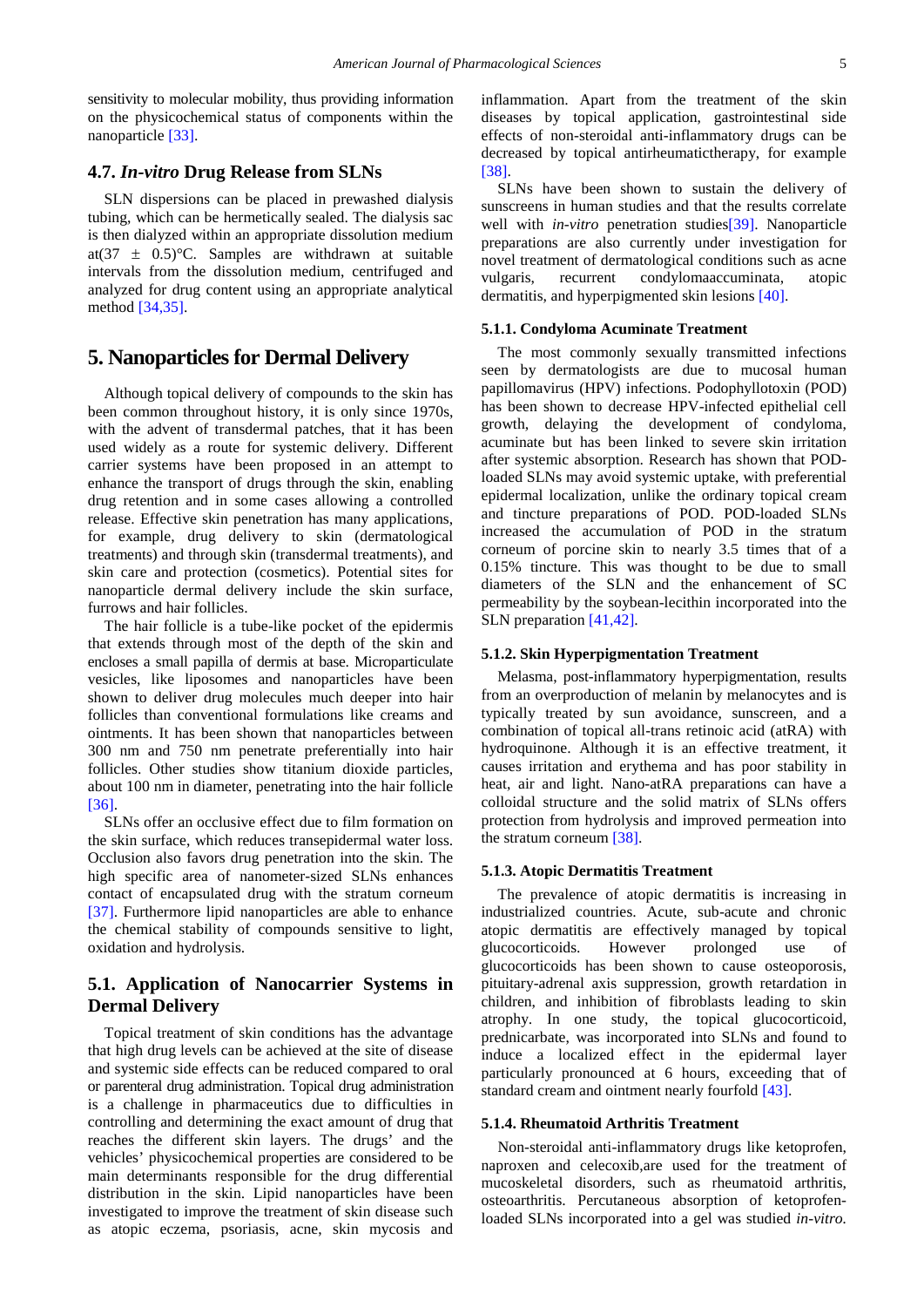sensitivity to molecular mobility, thus providing information on the physicochemical status of components within the nanoparticle [33].

### 4.7. *In-vitro* Drug Release from SLNs

SLN dispersions can be placed in prewashed dialysis tubing, which can be hermetically sealed. The dialysis sac is then dialyzed within an appropriate dissolution medium at(37 ± 0.5)°C. Samples are withdrawn at suitable intervals from the dissolution medium, centrifuged and analyzed for drug content using an appropriate analytical method [34,35].

## 5. Nanoparticles for Dermal Delivery

Although topical delivery of compounds to the skin has been common throughout history, it is only since 1970s, with the advent of transdermal patches, that it has been used widely as a route for systemic delivery. Different carrier systems have been proposed in an attempt to enhance the transport of drugs through the skin, enabling drug retention and in some cases allowing a controlled release. Effective skin penetration has many applications, for example, drug delivery to skin (dermatological treatments) and through skin (transdermal treatments), and skin care and protection (cosmetics). Potential sites for nanoparticle dermal delivery include the skin surface, furrows and hair follicles.

The hair follicle is a tube-like pocket of the epidermis that extends through most of the depth of the skin and encloses a small papilla of dermis at base. Microparticulate vesicles, like liposomes and nanoparticles have been shown to deliver drug molecules much deeper into hair follicles than conventional formulations like creams and ointments. It has been shown that nanoparticles between 300 nm and 750 nm penetrate preferentially into hair follicles. Other studies show titanium dioxide particles, about 100 nm in diameter, penetrating into the hair follicle [36].

SLNs offer an occlusive effect due to film formation on the skin surface, which reduces transepidermal water loss. Occlusion also favors drug penetration into the skin. The high specific area of nanometer-sized SLNs enhances contact of encapsulated drug with the stratum corneum [37]. Furthermore lipid nanoparticles are able to enhance the chemical stability of compounds sensitive to light, oxidation and hydrolysis.

### 5.1. Application of Nanocarrier Systems in Dermal Delivery

Topical treatment of skin conditions has the advantage that high drug levels can be achieved at the site of disease and systemic side effects can be reduced compared to oral or parenteral drug administration. Topical drug administration is a challenge in pharmaceutics due to difficulties in controlling and determining the exact amount of drug that reaches the different skin layers. The drugs' and the vehicles' physicochemical properties are considered to be main determinants responsible for the drug differential distribution in the skin. Lipid nanoparticles have been investigated to improve the treatment of skin disease such as atopic eczema, psoriasis, acne, skin mycosis and inflammation. Apart from the treatment of the skin diseases by topical application, gastrointestinal side effects of non-steroidal anti-inflammatory drugs can be decreased by topical antirheumatictherapy, for example [38].

SLNs have been shown to sustain the delivery of sunscreens in human studies and that the results correlate well with *in-vitro* penetration studies[39]. Nanoparticle preparations are also currently under investigation for novel treatment of dermatological conditions such as acne vulgaris, recurrent condylomaaccuminata, atopic dermatitis, and hyperpigmented skin lesions [40].

#### 5.1.1. Condyloma Acuminate Treatment

The most commonly sexually transmitted infections seen by dermatologists are due to mucosal human papillomavirus (HPV) infections. Podophyllotoxin (POD) has been shown to decrease HPV-infected epithelial cell growth, delaying the development of condyloma, acuminate but has been linked to severe skin irritation after systemic absorption. Research has shown that POD-loaded SLNs may avoid systemic uptake, with preferential epidermal localization, unlike the ordinary topical cream and tincture preparations of POD. POD-loaded SLNs increased the accumulation of POD in the stratum corneum of porcine skin to nearly 3.5 times that of a 0.15% tincture. This was thought to be due to small diameters of the SLN and the enhancement of SC permeability by the soybean-lecithin incorporated into the SLN preparation [41,42].

#### 5.1.2. Skin Hyperpigmentation Treatment

Melasma, post-inflammatory hyperpigmentation, results from an overproduction of melanin by melanocytes and is typically treated by sun avoidance, sunscreen, and a combination of topical all-trans retinoic acid (atRA) with hydroquinone. Although it is an effective treatment, it causes irritation and erythema and has poor stability in heat, air and light. Nano-atRA preparations can have a colloidal structure and the solid matrix of SLNs offers protection from hydrolysis and improved permeation into the stratum corneum [38].

#### 5.1.3. Atopic Dermatitis Treatment

The prevalence of atopic dermatitis is increasing in industrialized countries. Acute, sub-acute and chronic atopic dermatitis are effectively managed by topical glucocorticoids. However prolonged use of glucocorticoids has been shown to cause osteoporosis, pituitary-adrenal axis suppression, growth retardation in children, and inhibition of fibroblasts leading to skin atrophy. In one study, the topical glucocorticoid, prednicarbate, was incorporated into SLNs and found to induce a localized effect in the epidermal layer particularly pronounced at 6 hours, exceeding that of standard cream and ointment nearly fourfold [43].

#### 5.1.4. Rheumatoid Arthritis Treatment

Non-steroidal anti-inflammatory drugs like ketoprofen, naproxen and celecoxib,are used for the treatment of mucoskeletal disorders, such as rheumatoid arthritis, osteoarthritis. Percutaneous absorption of ketoprofen-loaded SLNs incorporated into a gel was studied *in-vitro*.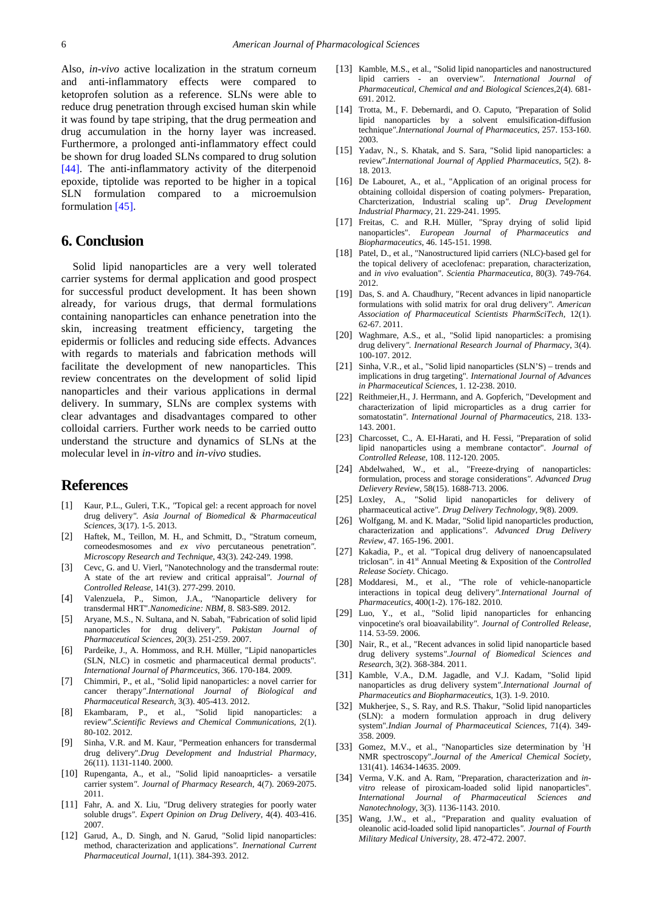Also, *in-vivo* active localization in the stratum corneum and anti-inflammatory effects were compared to ketoprofen solution as a reference. SLNs were able to reduce drug penetration through excised human skin while it was found by tape striping, that the drug permeation and drug accumulation in the horny layer was increased. Furthermore, a prolonged anti-inflammatory effect could be shown for drug loaded SLNs compared to drug solution [44]. The anti-inflammatory activity of the diterpenoid epoxide, tiptolide was reported to be higher in a topical SLN formulation compared to a microemulsion formulation [45].

## 6. Conclusion

Solid lipid nanoparticles are a very well tolerated carrier systems for dermal application and good prospect for successful product development. It has been shown already, for various drugs, that dermal formulations containing nanoparticles can enhance penetration into the skin, increasing treatment efficiency, targeting the epidermis or follicles and reducing side effects. Advances with regards to materials and fabrication methods will facilitate the development of new nanoparticles. This review concentrates on the development of solid lipid nanoparticles and their various applications in dermal delivery. In summary, SLNs are complex systems with clear advantages and disadvantages compared to other colloidal carriers. Further work needs to be carried outto understand the structure and dynamics of SLNs at the molecular level in *in-vitro* and *in-vivo* studies.

## References

[1] Kaur, P.L., Guleri, T.K., "Topical gel: a recent approach for novel drug delivery". *Asia Journal of Biomedical & Pharmaceutical Sciences*, 3(17). 1-5. 2013.

[2] Haftek, M., Teillon, M. H., and Schmitt, D., "Stratum corneum, corneodesmosomes and *ex vivo* percutaneous penetration". *Microscopy Research and Technique*, 43(3). 242-249. 1998.

[3] Cevc, G. and U. Vierl, "Nanotechnology and the transdermal route: A state of the art review and critical appraisal". *Journal of Controlled Release*, 141(3). 277-299. 2010.

[4] Valenzuela, P., Simon, J.A., "Nanoparticle delivery for transdermal HRT".*Nanomedicine: NBM*, 8. S83-S89. 2012.

[5] Aryane, M.S., N. Sultana, and N. Sabah, "Fabrication of solid lipid nanoparticles for drug delivery". *Pakistan Journal of Pharmaceutical Sciences*, 20(3). 251-259. 2007.

[6] Pardeike, J., A. Hommoss, and R.H. Müller, "Lipid nanoparticles (SLN, NLC) in cosmetic and pharmaceutical dermal products". *International Journal of Pharmceutics*, 366. 170-184. 2009.

[7] Chimmiri, P., et al., "Solid lipid nanoparticles: a novel carrier for cancer therapy".*International Journal of Biological and Pharmaceutical Research*, 3(3). 405-413. 2012.

[8] Ekambaram, P., et al., "Solid lipid nanoparticles: a review".*Scientific Reviews and Chemical Communications*, 2(1). 80-102. 2012.

[9] Sinha, V.R. and M. Kaur, "Permeation enhancers for transdermal drug delivery".*Drug Development and Industrial Pharmacy*, 26(11). 1131-1140. 2000.

[10] Rupenganta, A., et al., "Solid lipid nanoaprticles- a versatile carrier system". *Journal of Pharmacy Research*, 4(7). 2069-2075. 2011.

[11] Fahr, A. and X. Liu, "Drug delivery strategies for poorly water soluble drugs". *Expert Opinion on Drug Delivery*, 4(4). 403-416. 2007.

[12] Garud, A., D. Singh, and N. Garud, "Solid lipid nanoparticles: method, characterization and applications". *Inernational Current Pharmaceutical Journal*, 1(11). 384-393. 2012.

[13] Kamble, M.S., et al., "Solid lipid nanoparticles and nanostructured lipid carriers - an overview". *International Journal of Pharmaceutical, Chemical and and Biological Sciences*,2(4). 681-691. 2012.

[14] Trotta, M., F. Debernardi, and O. Caputo, "Preparation of Solid lipid nanoparticles by a solvent emulsification-diffusion technique".*International Journal of Pharmaceutics*, 257. 153-160. 2003.

[15] Yadav, N., S. Khatak, and S. Sara, "Solid lipid nanoparticles: a review".*International Journal of Applied Pharmaceutics*, 5(2). 8-18. 2013.

[16] De Labouret, A., et al., "Application of an original process for obtaining colloidal dispersion of coating polymers- Preparation, Charcterization, Industrial scaling up". *Drug Development Industrial Pharmacy*, 21. 229-241. 1995.

[17] Freitas, C. and R.H. Müller, "Spray drying of solid lipid nanoparticles". *European Journal of Pharmaceutics and Biopharmaceutics*, 46. 145-151. 1998.

[18] Patel, D., et al., "Nanostructured lipid carriers (NLC)-based gel for the topical delivery of aceclofenac: preparation, characterization, and *in vivo* evaluation". *Scientia Pharmaceutica*, 80(3). 749-764. 2012.

[19] Das, S. and A. Chaudhury, "Recent advances in lipid nanoparticle formulations with solid matrix for oral drug delivery". *American Association of Pharmaceutical Scientists PharmSciTech*, 12(1). 62-67. 2011.

[20] Waghmare, A.S., et al., "Solid lipid nanoparticles: a promising drug delivery". *Inernational Research Journal of Pharmacy*, 3(4). 100-107. 2012.

[21] Sinha, V.R., et al., "Solid lipid nanoparticles (SLN'S) – trends and implications in drug targeting". *International Journal of Advances in Pharmaceutical Sciences*, 1. 12-238. 2010.

[22] Reithmeier,H., J. Herrmann, and A. Gopferich, "Development and characterization of lipid microparticles as a drug carrier for somatostatin". *International Journal of Pharmaceutics*, 218. 133-143. 2001.

[23] Charcosset, C., A. EI-Harati, and H. Fessi, "Preparation of solid lipid nanoparticles using a membrane contactor". *Journal of Controlled Release*, 108. 112-120. 2005.

[24] Abdelwahed, W., et al., "Freeze-drying of nanoparticles: formulation, process and storage considerations". *Advanced Drug Delievery Review*, 58(15). 1688-713. 2006.

[25] Loxley, A., "Solid lipid nanoparticles for delivery of pharmaceutical active". *Drug Delivery Technology*, 9(8). 2009.

[26] Wolfgang, M. and K. Madar, "Solid lipid nanoparticles production, characterization and applications". *Advanced Drug Delivery Review*, 47. 165-196. 2001.

[27] Kakadia, P., et al. "Topical drug delivery of nanoencapsulated triclosan". in 41st Annual Meeting & Exposition of the *Controlled Release Society*. Chicago.

[28] Moddaresi, M., et al., "The role of vehicle-nanoparticle interactions in topical deug delivery".*International Journal of Pharmaceutics*, 400(1-2). 176-182. 2010.

[29] Luo, Y., et al., "Solid lipid nanoparticles for enhancing vinpocetine's oral bioavailability". *Journal of Controlled Release*, 114. 53-59. 2006.

[30] Nair, R., et al., "Recent advances in solid lipid nanoparticle based drug delivery systems".*Journal of Biomedical Sciences and Research*, 3(2). 368-384. 2011.

[31] Kamble, V.A., D.M. Jagadle, and V.J. Kadam, "Solid lipid nanoparticles as drug delivery system".*International Journal of Pharmaceutics and Biopharmaceutics*, 1(3). 1-9. 2010.

[32] Mukherjee, S., S. Ray, and R.S. Thakur, "Solid lipid nanoparticles (SLN): a modern formulation approach in drug delivery system".*Indian Journal of Pharmaceutical Sciences*, 71(4). 349-358. 2009.

[33] Gomez, M.V., et al., "Nanoparticles size determination by $^{1}$H NMR spectroscopy".*Journal of the Americal Chemical Society*, 131(41). 14634-14635. 2009.

[34] Verma, V.K. and A. Ram, "Preparation, characterization and *in-vitro* release of piroxicam-loaded solid lipid nanoparticles". *International Journal of Pharmaceutical Sciences and Nanotechnology*, 3(3). 1136-1143. 2010.

[35] Wang, J.W., et al., "Preparation and quality evaluation of oleanolic acid-loaded solid lipid nanoparticles". *Journal of Fourth Military Medical University*, 28. 472-472. 2007.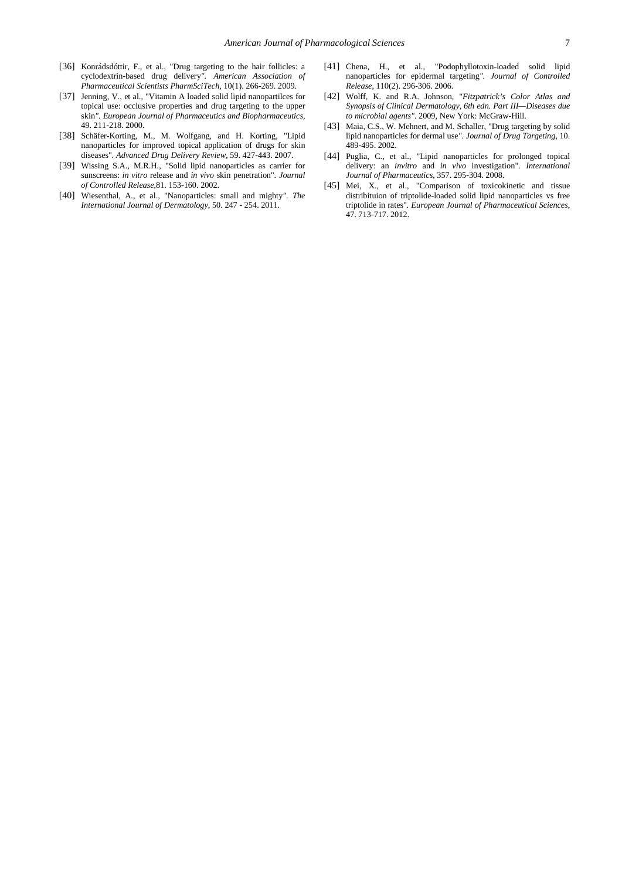[36] Konrádsdóttir, F., et al., "Drug targeting to the hair follicles: a cyclodextrin-based drug delivery". *American Association of Pharmaceutical Scientists PharmSciTech*, 10(1). 266-269. 2009.

[37] Jenning, V., et al., "Vitamin A loaded solid lipid nanopartilces for topical use: occlusive properties and drug targeting to the upper skin". *European Journal of Pharmaceutics and Biopharmaceutics*, 49. 211-218. 2000.

[38] Schäfer-Korting, M., M. Wolfgang, and H. Korting, "Lipid nanoparticles for improved topical application of drugs for skin diseases". *Advanced Drug Delivery Review*, 59. 427-443. 2007.

[39] Wissing S.A., M.R.H., "Solid lipid nanoparticles as carrier for sunscreens: *in vitro* release and *in vivo* skin penetration". *Journal of Controlled Release*,81. 153-160. 2002.

[40] Wiesenthal, A., et al., "Nanoparticles: small and mighty". *The International Journal of Dermatology*, 50. 247 - 254. 2011.

[41] Chena, H., et al., "Podophyllotoxin-loaded solid lipid nanoparticles for epidermal targeting". *Journal of Controlled Release*, 110(2). 296-306. 2006.

[42] Wolff, K. and R.A. Johnson, "*Fitzpatrick's Color Atlas and Synopsis of Clinical Dermatology, 6th edn. Part III—Diseases due to microbial agents*". 2009, New York: McGraw-Hill.

[43] Maia, C.S., W. Mehnert, and M. Schaller, "Drug targeting by solid lipid nanoparticles for dermal use". *Journal of Drug Targeting*, 10. 489-495. 2002.

[44] Puglia, C., et al., "Lipid nanoparticles for prolonged topical delivery: an *invitro* and *in vivo* investigation". *International Journal of Pharmaceutics*, 357. 295-304. 2008.

[45] Mei, X., et al., "Comparison of toxicokinetic and tissue distribituion of triptolide-loaded solid lipid nanoparticles vs free triptolide in rates". *European Journal of Pharmaceutical Sciences*, 47. 713-717. 2012.